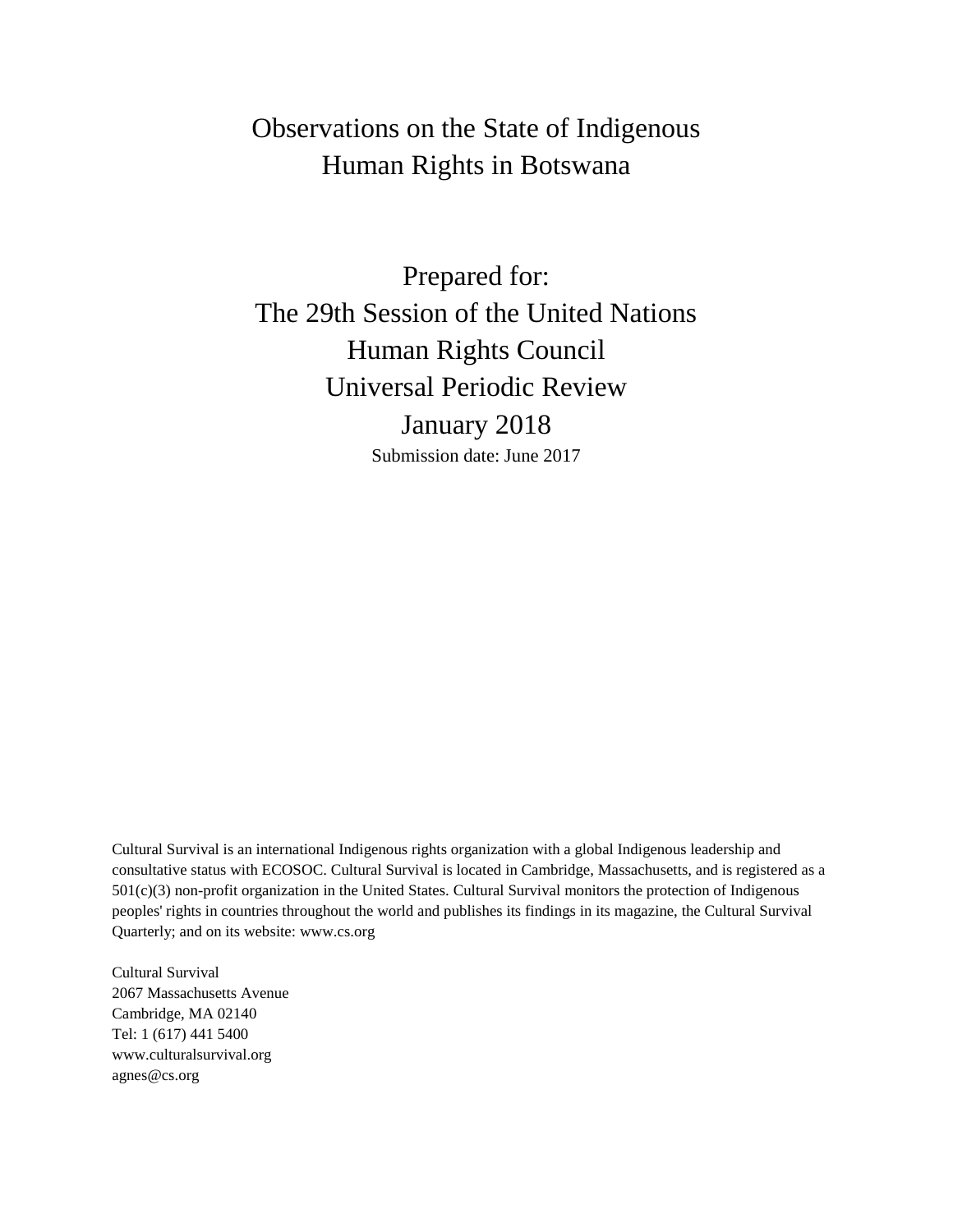# Observations on the State of Indigenous Human Rights in Botswana

## Prepared for:
## The 29th Session of the United Nations Human Rights Council Universal Periodic Review January 2018

Submission date: June 2017

Cultural Survival is an international Indigenous rights organization with a global Indigenous leadership and consultative status with ECOSOC. Cultural Survival is located in Cambridge, Massachusetts, and is registered as a 501(c)(3) non-profit organization in the United States. Cultural Survival monitors the protection of Indigenous peoples' rights in countries throughout the world and publishes its findings in its magazine, the Cultural Survival Quarterly; and on its website: www.cs.org

Cultural Survival
2067 Massachusetts Avenue
Cambridge, MA 02140
Tel: 1 (617) 441 5400
www.culturalsurvival.org
agnes@cs.org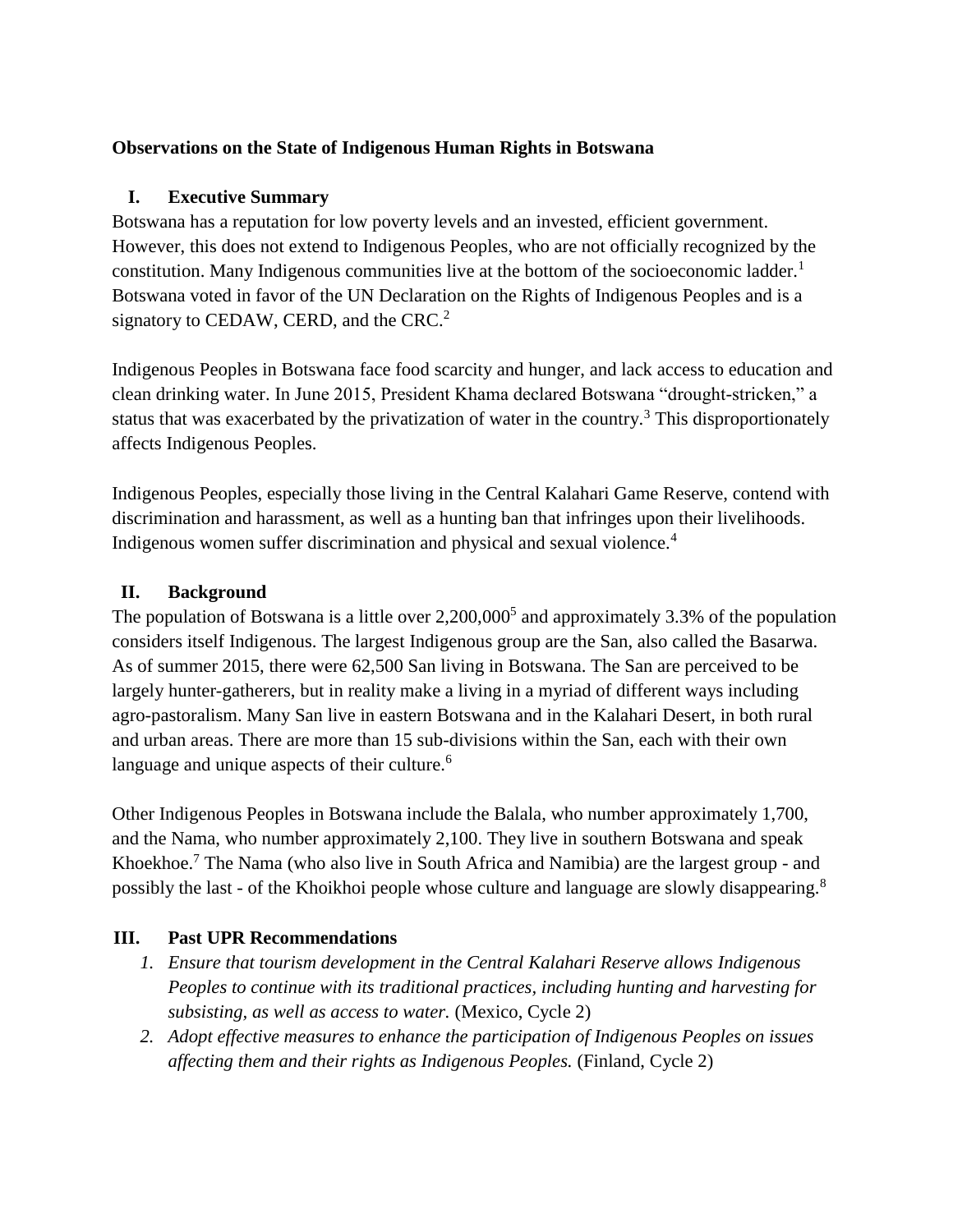**Observations on the State of Indigenous Human Rights in Botswana**

## I. Executive Summary

Botswana has a reputation for low poverty levels and an invested, efficient government. However, this does not extend to Indigenous Peoples, who are not officially recognized by the constitution. Many Indigenous communities live at the bottom of the socioeconomic ladder.[1] Botswana voted in favor of the UN Declaration on the Rights of Indigenous Peoples and is a signatory to CEDAW, CERD, and the CRC.[2]

Indigenous Peoples in Botswana face food scarcity and hunger, and lack access to education and clean drinking water. In June 2015, President Khama declared Botswana "drought-stricken," a status that was exacerbated by the privatization of water in the country.[3] This disproportionately affects Indigenous Peoples.

Indigenous Peoples, especially those living in the Central Kalahari Game Reserve, contend with discrimination and harassment, as well as a hunting ban that infringes upon their livelihoods. Indigenous women suffer discrimination and physical and sexual violence.[4]

## II. Background

The population of Botswana is a little over 2,200,000[5] and approximately 3.3% of the population considers itself Indigenous. The largest Indigenous group are the San, also called the Basarwa. As of summer 2015, there were 62,500 San living in Botswana. The San are perceived to be largely hunter-gatherers, but in reality make a living in a myriad of different ways including agro-pastoralism. Many San live in eastern Botswana and in the Kalahari Desert, in both rural and urban areas. There are more than 15 sub-divisions within the San, each with their own language and unique aspects of their culture.[6]

Other Indigenous Peoples in Botswana include the Balala, who number approximately 1,700, and the Nama, who number approximately 2,100. They live in southern Botswana and speak Khoekhoe.[7] The Nama (who also live in South Africa and Namibia) are the largest group - and possibly the last - of the Khoikhoi people whose culture and language are slowly disappearing.[8]

## III. Past UPR Recommendations

1. *Ensure that tourism development in the Central Kalahari Reserve allows Indigenous Peoples to continue with its traditional practices, including hunting and harvesting for subsisting, as well as access to water.* (Mexico, Cycle 2)
2. *Adopt effective measures to enhance the participation of Indigenous Peoples on issues affecting them and their rights as Indigenous Peoples.* (Finland, Cycle 2)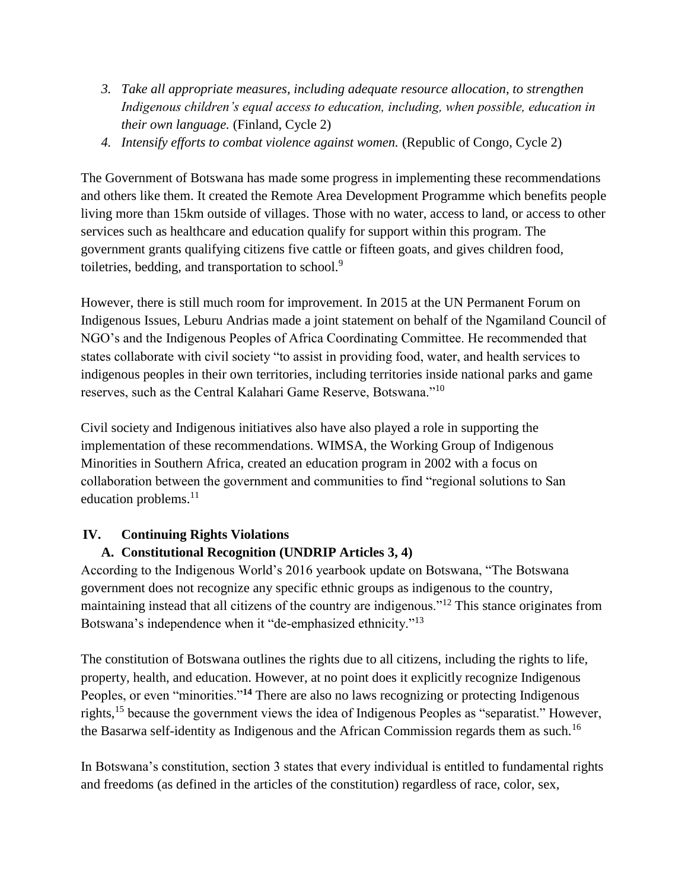3. *Take all appropriate measures, including adequate resource allocation, to strengthen Indigenous children's equal access to education, including, when possible, education in their own language.* (Finland, Cycle 2)
4. *Intensify efforts to combat violence against women.* (Republic of Congo, Cycle 2)

The Government of Botswana has made some progress in implementing these recommendations and others like them. It created the Remote Area Development Programme which benefits people living more than 15km outside of villages. Those with no water, access to land, or access to other services such as healthcare and education qualify for support within this program. The government grants qualifying citizens five cattle or fifteen goats, and gives children food, toiletries, bedding, and transportation to school.[9]

However, there is still much room for improvement. In 2015 at the UN Permanent Forum on Indigenous Issues, Leburu Andrias made a joint statement on behalf of the Ngamiland Council of NGO's and the Indigenous Peoples of Africa Coordinating Committee. He recommended that states collaborate with civil society "to assist in providing food, water, and health services to indigenous peoples in their own territories, including territories inside national parks and game reserves, such as the Central Kalahari Game Reserve, Botswana."[10]

Civil society and Indigenous initiatives also have also played a role in supporting the implementation of these recommendations. WIMSA, the Working Group of Indigenous Minorities in Southern Africa, created an education program in 2002 with a focus on collaboration between the government and communities to find "regional solutions to San education problems.[11]

## IV. Continuing Rights Violations

### A. Constitutional Recognition (UNDRIP Articles 3, 4)

According to the Indigenous World's 2016 yearbook update on Botswana, "The Botswana government does not recognize any specific ethnic groups as indigenous to the country, maintaining instead that all citizens of the country are indigenous."[12] This stance originates from Botswana's independence when it "de-emphasized ethnicity."[13]

The constitution of Botswana outlines the rights due to all citizens, including the rights to life, property, health, and education. However, at no point does it explicitly recognize Indigenous Peoples, or even "minorities."[14] There are also no laws recognizing or protecting Indigenous rights,[15] because the government views the idea of Indigenous Peoples as "separatist." However, the Basarwa self-identity as Indigenous and the African Commission regards them as such.[16]

In Botswana's constitution, section 3 states that every individual is entitled to fundamental rights and freedoms (as defined in the articles of the constitution) regardless of race, color, sex,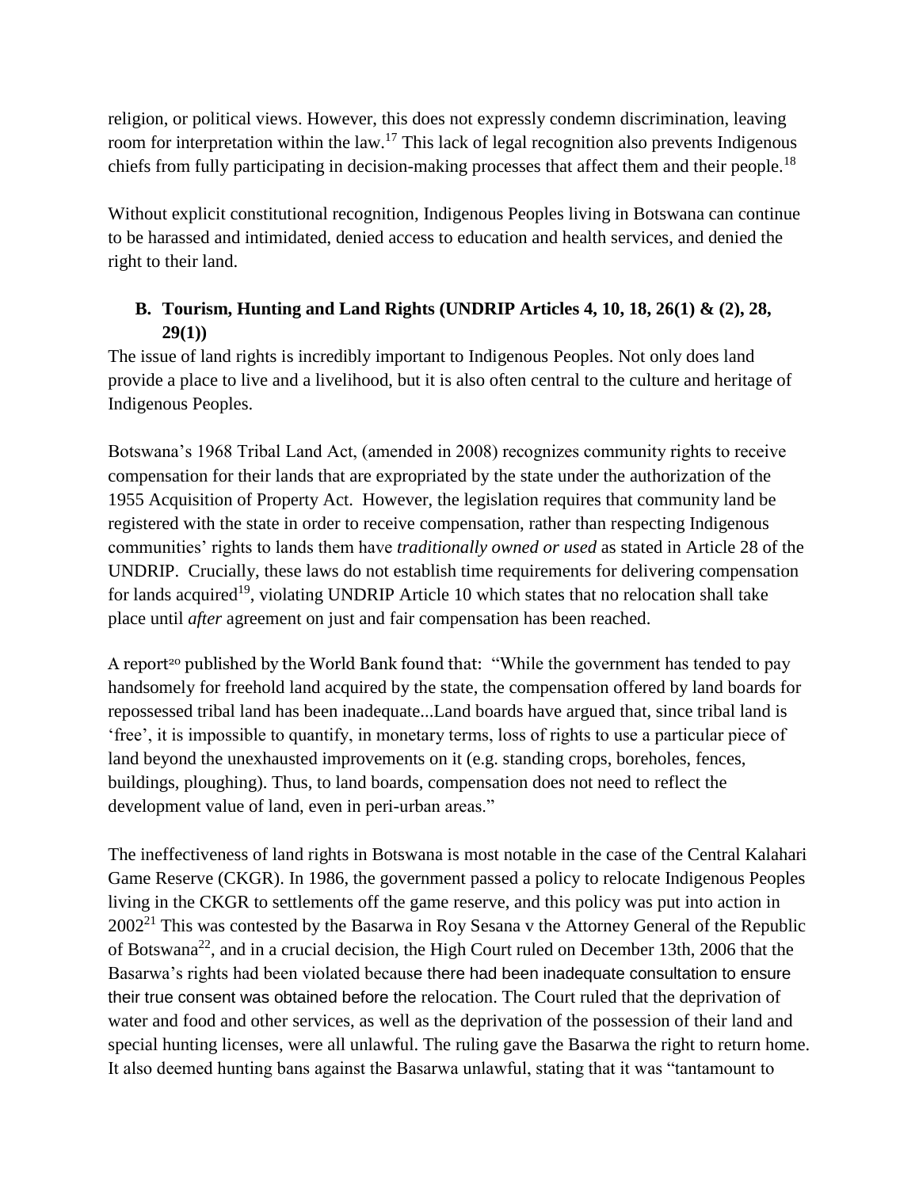religion, or political views. However, this does not expressly condemn discrimination, leaving room for interpretation within the law.[17] This lack of legal recognition also prevents Indigenous chiefs from fully participating in decision-making processes that affect them and their people.[18]

Without explicit constitutional recognition, Indigenous Peoples living in Botswana can continue to be harassed and intimidated, denied access to education and health services, and denied the right to their land.

## B. Tourism, Hunting and Land Rights (UNDRIP Articles 4, 10, 18, 26(1) & (2), 28, 29(1))

The issue of land rights is incredibly important to Indigenous Peoples. Not only does land provide a place to live and a livelihood, but it is also often central to the culture and heritage of Indigenous Peoples.

Botswana's 1968 Tribal Land Act, (amended in 2008) recognizes community rights to receive compensation for their lands that are expropriated by the state under the authorization of the 1955 Acquisition of Property Act. However, the legislation requires that community land be registered with the state in order to receive compensation, rather than respecting Indigenous communities' rights to lands them have *traditionally owned or used* as stated in Article 28 of the UNDRIP. Crucially, these laws do not establish time requirements for delivering compensation for lands acquired[19], violating UNDRIP Article 10 which states that no relocation shall take place until *after* agreement on just and fair compensation has been reached.

A report[20] published by the World Bank found that: "While the government has tended to pay handsomely for freehold land acquired by the state, the compensation offered by land boards for repossessed tribal land has been inadequate...Land boards have argued that, since tribal land is 'free', it is impossible to quantify, in monetary terms, loss of rights to use a particular piece of land beyond the unexhausted improvements on it (e.g. standing crops, boreholes, fences, buildings, ploughing). Thus, to land boards, compensation does not need to reflect the development value of land, even in peri-urban areas."

The ineffectiveness of land rights in Botswana is most notable in the case of the Central Kalahari Game Reserve (CKGR). In 1986, the government passed a policy to relocate Indigenous Peoples living in the CKGR to settlements off the game reserve, and this policy was put into action in 2002[21] This was contested by the Basarwa in Roy Sesana v the Attorney General of the Republic of Botswana[22], and in a crucial decision, the High Court ruled on December 13th, 2006 that the Basarwa's rights had been violated because there had been inadequate consultation to ensure their true consent was obtained before the relocation. The Court ruled that the deprivation of water and food and other services, as well as the deprivation of the possession of their land and special hunting licenses, were all unlawful. The ruling gave the Basarwa the right to return home. It also deemed hunting bans against the Basarwa unlawful, stating that it was "tantamount to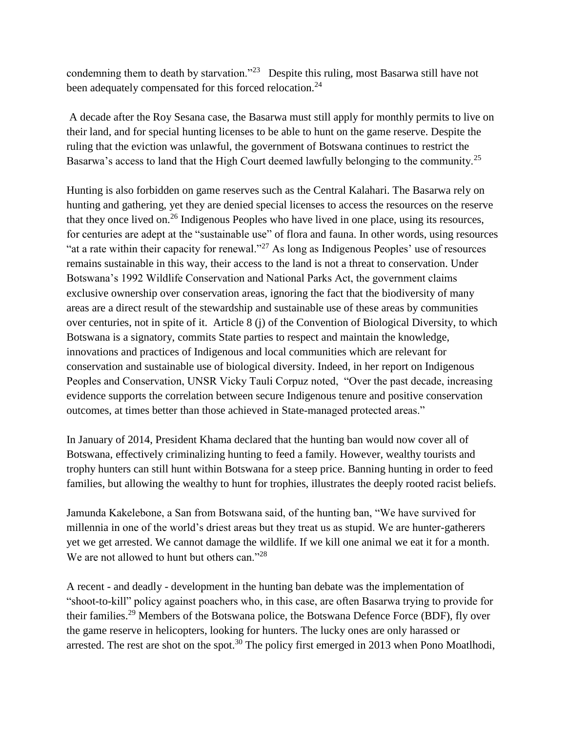condemning them to death by starvation."[23] Despite this ruling, most Basarwa still have not been adequately compensated for this forced relocation.[24]

A decade after the Roy Sesana case, the Basarwa must still apply for monthly permits to live on their land, and for special hunting licenses to be able to hunt on the game reserve. Despite the ruling that the eviction was unlawful, the government of Botswana continues to restrict the Basarwa's access to land that the High Court deemed lawfully belonging to the community.[25]

Hunting is also forbidden on game reserves such as the Central Kalahari. The Basarwa rely on hunting and gathering, yet they are denied special licenses to access the resources on the reserve that they once lived on.[26] Indigenous Peoples who have lived in one place, using its resources, for centuries are adept at the "sustainable use" of flora and fauna. In other words, using resources "at a rate within their capacity for renewal."[27] As long as Indigenous Peoples' use of resources remains sustainable in this way, their access to the land is not a threat to conservation. Under Botswana's 1992 Wildlife Conservation and National Parks Act, the government claims exclusive ownership over conservation areas, ignoring the fact that the biodiversity of many areas are a direct result of the stewardship and sustainable use of these areas by communities over centuries, not in spite of it. Article 8 (j) of the Convention of Biological Diversity, to which Botswana is a signatory, commits State parties to respect and maintain the knowledge, innovations and practices of Indigenous and local communities which are relevant for conservation and sustainable use of biological diversity. Indeed, in her report on Indigenous Peoples and Conservation, UNSR Vicky Tauli Corpuz noted, "Over the past decade, increasing evidence supports the correlation between secure Indigenous tenure and positive conservation outcomes, at times better than those achieved in State-managed protected areas."

In January of 2014, President Khama declared that the hunting ban would now cover all of Botswana, effectively criminalizing hunting to feed a family. However, wealthy tourists and trophy hunters can still hunt within Botswana for a steep price. Banning hunting in order to feed families, but allowing the wealthy to hunt for trophies, illustrates the deeply rooted racist beliefs.

Jamunda Kakelebone, a San from Botswana said, of the hunting ban, "We have survived for millennia in one of the world's driest areas but they treat us as stupid. We are hunter-gatherers yet we get arrested. We cannot damage the wildlife. If we kill one animal we eat it for a month. We are not allowed to hunt but others can."[28]

A recent - and deadly - development in the hunting ban debate was the implementation of "shoot-to-kill" policy against poachers who, in this case, are often Basarwa trying to provide for their families.[29] Members of the Botswana police, the Botswana Defence Force (BDF), fly over the game reserve in helicopters, looking for hunters. The lucky ones are only harassed or arrested. The rest are shot on the spot.[30] The policy first emerged in 2013 when Pono Moatlhodi,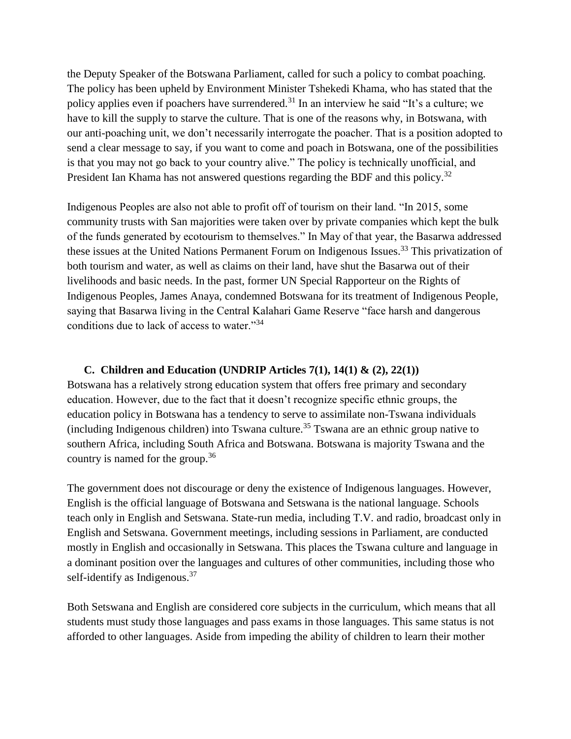the Deputy Speaker of the Botswana Parliament, called for such a policy to combat poaching. The policy has been upheld by Environment Minister Tshekedi Khama, who has stated that the policy applies even if poachers have surrendered.[31] In an interview he said "It's a culture; we have to kill the supply to starve the culture. That is one of the reasons why, in Botswana, with our anti-poaching unit, we don't necessarily interrogate the poacher. That is a position adopted to send a clear message to say, if you want to come and poach in Botswana, one of the possibilities is that you may not go back to your country alive." The policy is technically unofficial, and President Ian Khama has not answered questions regarding the BDF and this policy.[32]

Indigenous Peoples are also not able to profit off of tourism on their land. "In 2015, some community trusts with San majorities were taken over by private companies which kept the bulk of the funds generated by ecotourism to themselves." In May of that year, the Basarwa addressed these issues at the United Nations Permanent Forum on Indigenous Issues.[33] This privatization of both tourism and water, as well as claims on their land, have shut the Basarwa out of their livelihoods and basic needs. In the past, former UN Special Rapporteur on the Rights of Indigenous Peoples, James Anaya, condemned Botswana for its treatment of Indigenous People, saying that Basarwa living in the Central Kalahari Game Reserve "face harsh and dangerous conditions due to lack of access to water."[34]

### C. Children and Education (UNDRIP Articles 7(1), 14(1) & (2), 22(1))

Botswana has a relatively strong education system that offers free primary and secondary education. However, due to the fact that it doesn't recognize specific ethnic groups, the education policy in Botswana has a tendency to serve to assimilate non-Tswana individuals (including Indigenous children) into Tswana culture.[35] Tswana are an ethnic group native to southern Africa, including South Africa and Botswana. Botswana is majority Tswana and the country is named for the group.[36]

The government does not discourage or deny the existence of Indigenous languages. However, English is the official language of Botswana and Setswana is the national language. Schools teach only in English and Setswana. State-run media, including T.V. and radio, broadcast only in English and Setswana. Government meetings, including sessions in Parliament, are conducted mostly in English and occasionally in Setswana. This places the Tswana culture and language in a dominant position over the languages and cultures of other communities, including those who self-identify as Indigenous.[37]

Both Setswana and English are considered core subjects in the curriculum, which means that all students must study those languages and pass exams in those languages. This same status is not afforded to other languages. Aside from impeding the ability of children to learn their mother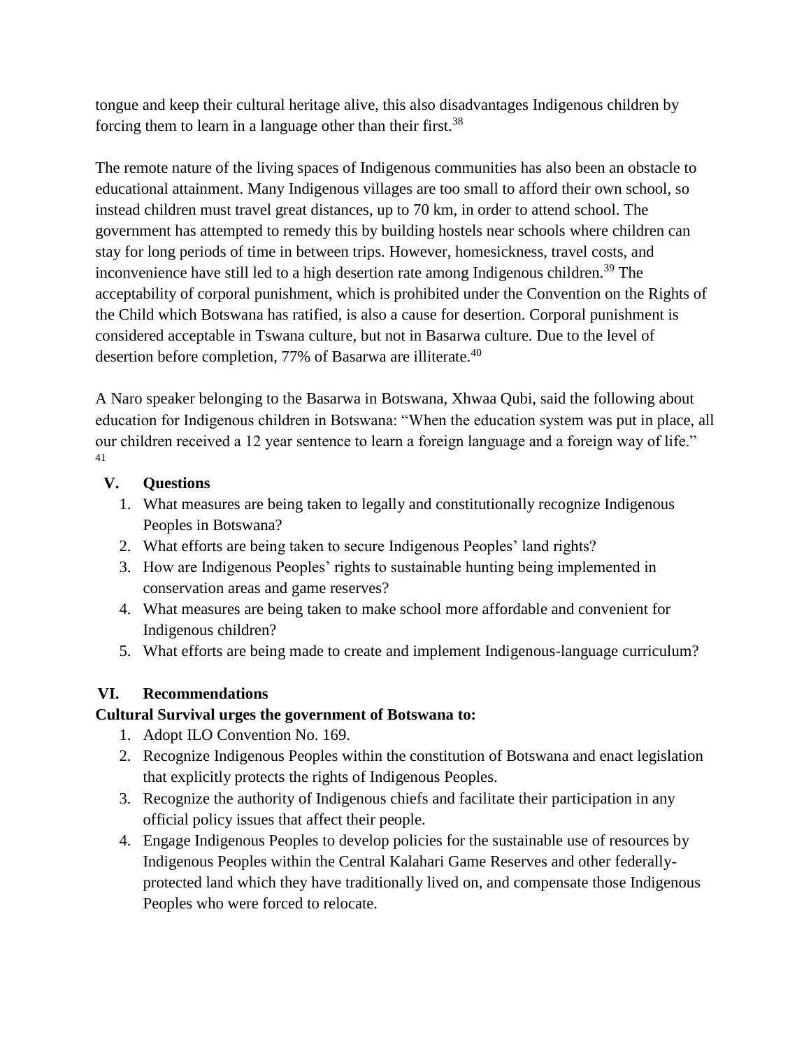tongue and keep their cultural heritage alive, this also disadvantages Indigenous children by forcing them to learn in a language other than their first.[38]

The remote nature of the living spaces of Indigenous communities has also been an obstacle to educational attainment. Many Indigenous villages are too small to afford their own school, so instead children must travel great distances, up to 70 km, in order to attend school. The government has attempted to remedy this by building hostels near schools where children can stay for long periods of time in between trips. However, homesickness, travel costs, and inconvenience have still led to a high desertion rate among Indigenous children.[39] The acceptability of corporal punishment, which is prohibited under the Convention on the Rights of the Child which Botswana has ratified, is also a cause for desertion. Corporal punishment is considered acceptable in Tswana culture, but not in Basarwa culture. Due to the level of desertion before completion, 77% of Basarwa are illiterate.[40]

A Naro speaker belonging to the Basarwa in Botswana, Xhwaa Qubi, said the following about education for Indigenous children in Botswana: "When the education system was put in place, all our children received a 12 year sentence to learn a foreign language and a foreign way of life." [41]

## V. Questions

1. What measures are being taken to legally and constitutionally recognize Indigenous Peoples in Botswana?
2. What efforts are being taken to secure Indigenous Peoples' land rights?
3. How are Indigenous Peoples' rights to sustainable hunting being implemented in conservation areas and game reserves?
4. What measures are being taken to make school more affordable and convenient for Indigenous children?
5. What efforts are being made to create and implement Indigenous-language curriculum?

## VI. Recommendations

**Cultural Survival urges the government of Botswana to:**

1. Adopt ILO Convention No. 169.
2. Recognize Indigenous Peoples within the constitution of Botswana and enact legislation that explicitly protects the rights of Indigenous Peoples.
3. Recognize the authority of Indigenous chiefs and facilitate their participation in any official policy issues that affect their people.
4. Engage Indigenous Peoples to develop policies for the sustainable use of resources by Indigenous Peoples within the Central Kalahari Game Reserves and other federally-protected land which they have traditionally lived on, and compensate those Indigenous Peoples who were forced to relocate.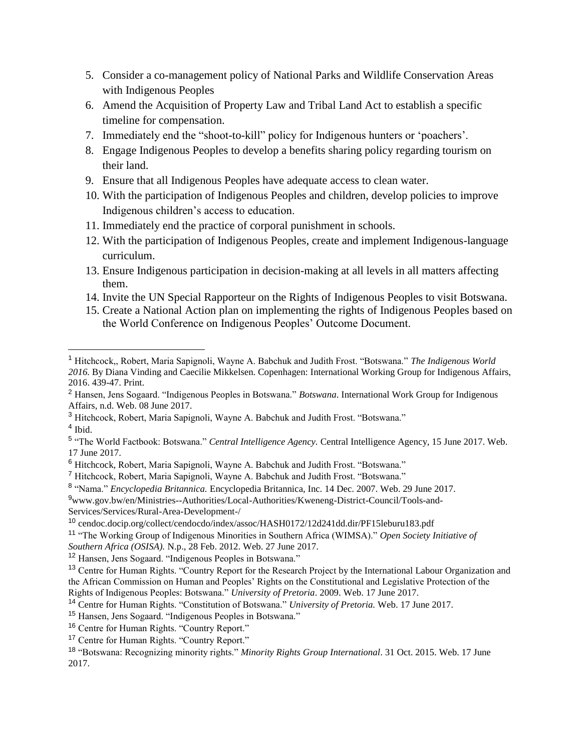5. Consider a co-management policy of National Parks and Wildlife Conservation Areas with Indigenous Peoples
6. Amend the Acquisition of Property Law and Tribal Land Act to establish a specific timeline for compensation.
7. Immediately end the "shoot-to-kill" policy for Indigenous hunters or 'poachers'.
8. Engage Indigenous Peoples to develop a benefits sharing policy regarding tourism on their land.
9. Ensure that all Indigenous Peoples have adequate access to clean water.
10. With the participation of Indigenous Peoples and children, develop policies to improve Indigenous children's access to education.
11. Immediately end the practice of corporal punishment in schools.
12. With the participation of Indigenous Peoples, create and implement Indigenous-language curriculum.
13. Ensure Indigenous participation in decision-making at all levels in all matters affecting them.
14. Invite the UN Special Rapporteur on the Rights of Indigenous Peoples to visit Botswana.
15. Create a National Action plan on implementing the rights of Indigenous Peoples based on the World Conference on Indigenous Peoples' Outcome Document.

---

[1] Hitchcock,, Robert, Maria Sapignoli, Wayne A. Babchuk and Judith Frost. "Botswana." *The Indigenous World 2016*. By Diana Vinding and Caecilie Mikkelsen. Copenhagen: International Working Group for Indigenous Affairs, 2016. 439-47. Print.

[2] Hansen, Jens Sogaard. "Indigenous Peoples in Botswana." *Botswana*. International Work Group for Indigenous Affairs, n.d. Web. 08 June 2017.

[3] Hitchcock, Robert, Maria Sapignoli, Wayne A. Babchuk and Judith Frost. "Botswana."

[4] Ibid.

[5] "The World Factbook: Botswana." *Central Intelligence Agency.* Central Intelligence Agency, 15 June 2017. Web. 17 June 2017.

[6] Hitchcock, Robert, Maria Sapignoli, Wayne A. Babchuk and Judith Frost. "Botswana."

[7] Hitchcock, Robert, Maria Sapignoli, Wayne A. Babchuk and Judith Frost. "Botswana."

[8] "Nama." *Encyclopedia Britannica.* Encyclopedia Britannica, Inc. 14 Dec. 2007. Web. 29 June 2017.

[9] www.gov.bw/en/Ministries--Authorities/Local-Authorities/Kweneng-District-Council/Tools-and-Services/Services/Rural-Area-Development-/

[10] cendoc.docip.org/collect/cendocdo/index/assoc/HASH0172/12d241dd.dir/PF15leburu183.pdf

[11] "The Working Group of Indigenous Minorities in Southern Africa (WIMSA)." *Open Society Initiative of Southern Africa (OSISA).* N.p., 28 Feb. 2012. Web. 27 June 2017.

[12] Hansen, Jens Sogaard. "Indigenous Peoples in Botswana."

[13] Centre for Human Rights. "Country Report for the Research Project by the International Labour Organization and the African Commission on Human and Peoples' Rights on the Constitutional and Legislative Protection of the Rights of Indigenous Peoples: Botswana." *University of Pretoria*. 2009. Web. 17 June 2017.

[14] Centre for Human Rights. "Constitution of Botswana." *University of Pretoria.* Web. 17 June 2017.

[15] Hansen, Jens Sogaard. "Indigenous Peoples in Botswana."

[16] Centre for Human Rights. "Country Report."

[17] Centre for Human Rights. "Country Report."

[18] "Botswana: Recognizing minority rights." *Minority Rights Group International*. 31 Oct. 2015. Web. 17 June 2017.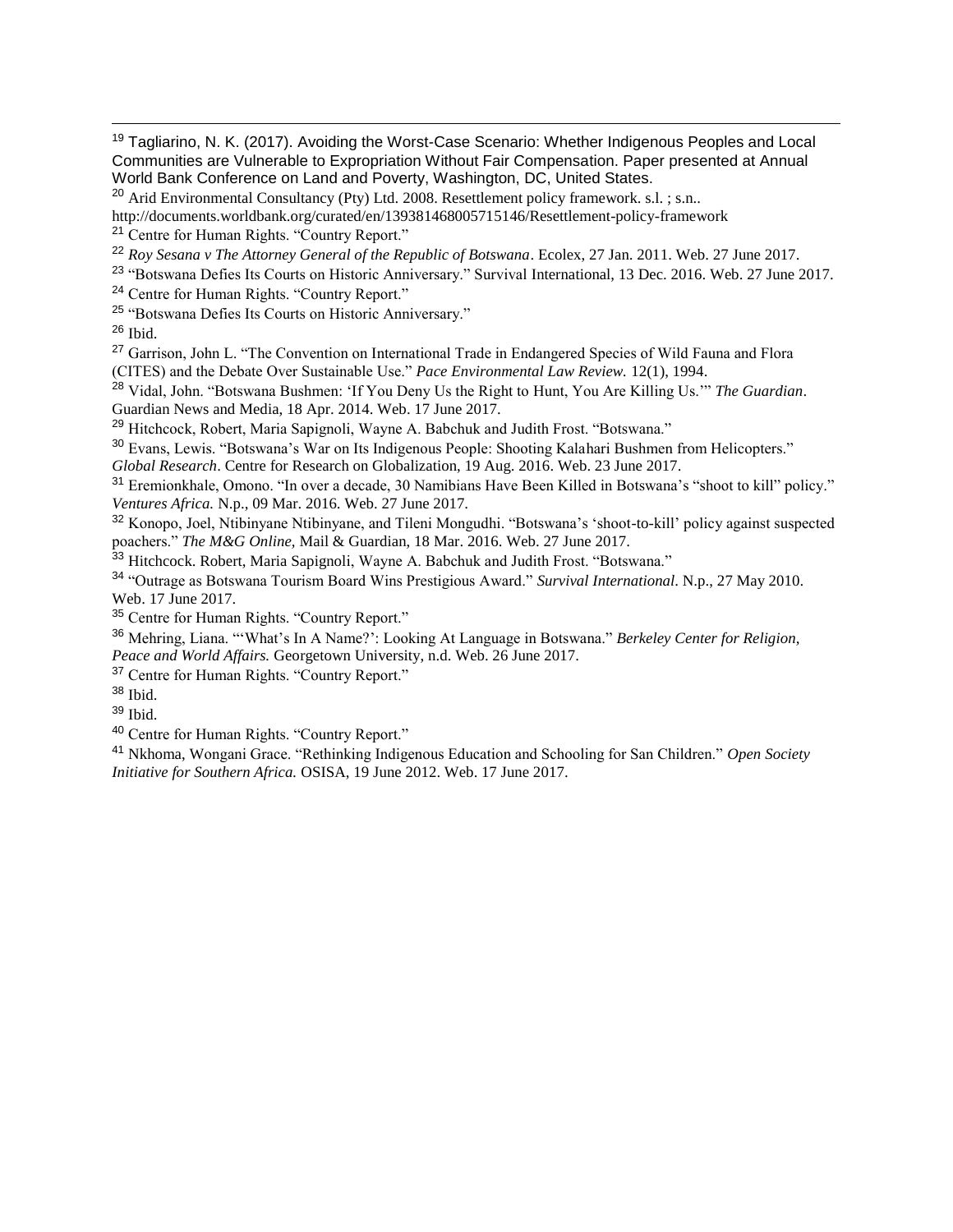[19] Tagliarino, N. K. (2017). Avoiding the Worst-Case Scenario: Whether Indigenous Peoples and Local Communities are Vulnerable to Expropriation Without Fair Compensation. Paper presented at Annual World Bank Conference on Land and Poverty, Washington, DC, United States.

[20] Arid Environmental Consultancy (Pty) Ltd. 2008. Resettlement policy framework. s.l. ; s.n.. http://documents.worldbank.org/curated/en/139381468005715146/Resettlement-policy-framework

[21] Centre for Human Rights. "Country Report."

[22] *Roy Sesana v The Attorney General of the Republic of Botswana*. Ecolex, 27 Jan. 2011. Web. 27 June 2017.

[23] "Botswana Defies Its Courts on Historic Anniversary." Survival International, 13 Dec. 2016. Web. 27 June 2017.

[24] Centre for Human Rights. "Country Report."

[25] "Botswana Defies Its Courts on Historic Anniversary."

[26] Ibid.

[27] Garrison, John L. "The Convention on International Trade in Endangered Species of Wild Fauna and Flora (CITES) and the Debate Over Sustainable Use." *Pace Environmental Law Review.* 12(1), 1994.

[28] Vidal, John. "Botswana Bushmen: 'If You Deny Us the Right to Hunt, You Are Killing Us.'" *The Guardian*. Guardian News and Media, 18 Apr. 2014. Web. 17 June 2017.

[29] Hitchcock, Robert, Maria Sapignoli, Wayne A. Babchuk and Judith Frost. "Botswana."

[30] Evans, Lewis. "Botswana's War on Its Indigenous People: Shooting Kalahari Bushmen from Helicopters." *Global Research*. Centre for Research on Globalization, 19 Aug. 2016. Web. 23 June 2017.

[31] Eremionkhale, Omono. "In over a decade, 30 Namibians Have Been Killed in Botswana's "shoot to kill" policy." *Ventures Africa.* N.p., 09 Mar. 2016. Web. 27 June 2017.

[32] Konopo, Joel, Ntibinyane Ntibinyane, and Tileni Mongudhi. "Botswana's 'shoot-to-kill' policy against suspected poachers." *The M&G Online,* Mail & Guardian, 18 Mar. 2016. Web. 27 June 2017.

[33] Hitchcock. Robert, Maria Sapignoli, Wayne A. Babchuk and Judith Frost. "Botswana."

[34] "Outrage as Botswana Tourism Board Wins Prestigious Award." *Survival International*. N.p., 27 May 2010. Web. 17 June 2017.

[35] Centre for Human Rights. "Country Report."

[36] Mehring, Liana. "'What's In A Name?': Looking At Language in Botswana." *Berkeley Center for Religion, Peace and World Affairs.* Georgetown University, n.d. Web. 26 June 2017.

[37] Centre for Human Rights. "Country Report."

[38] Ibid.

[39] Ibid.

[40] Centre for Human Rights. "Country Report."

[41] Nkhoma, Wongani Grace. "Rethinking Indigenous Education and Schooling for San Children." *Open Society Initiative for Southern Africa.* OSISA, 19 June 2012. Web. 17 June 2017.